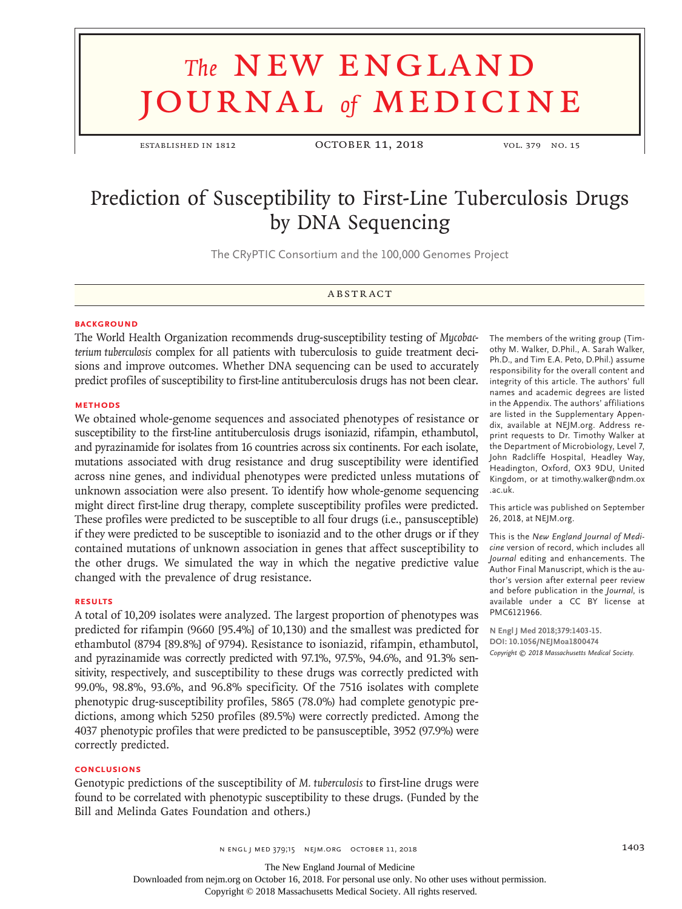# Prediction of Susceptibility to First-Line Tuberculosis Drugs by DNA Sequencing

The CRyPTIC Consortium and the 100,000 Genomes Project

## ABSTRACT

### BACKGROUND

The World Health Organization recommends drug-susceptibility testing of *Mycobacterium tuberculosis* complex for all patients with tuberculosis to guide treatment decisions and improve outcomes. Whether DNA sequencing can be used to accurately predict profiles of susceptibility to first-line antituberculosis drugs has not been clear.

### METHODS

We obtained whole-genome sequences and associated phenotypes of resistance or susceptibility to the first-line antituberculosis drugs isoniazid, rifampin, ethambutol, and pyrazinamide for isolates from 16 countries across six continents. For each isolate, mutations associated with drug resistance and drug susceptibility were identified across nine genes, and individual phenotypes were predicted unless mutations of unknown association were also present. To identify how whole-genome sequencing might direct first-line drug therapy, complete susceptibility profiles were predicted. These profiles were predicted to be susceptible to all four drugs (i.e., pansusceptible) if they were predicted to be susceptible to isoniazid and to the other drugs or if they contained mutations of unknown association in genes that affect susceptibility to the other drugs. We simulated the way in which the negative predictive value changed with the prevalence of drug resistance.

### RESULTS

A total of 10,209 isolates were analyzed. The largest proportion of phenotypes was predicted for rifampin (9660 [95.4%] of 10,130) and the smallest was predicted for ethambutol (8794 [89.8%] of 9794). Resistance to isoniazid, rifampin, ethambutol, and pyrazinamide was correctly predicted with 97.1%, 97.5%, 94.6%, and 91.3% sensitivity, respectively, and susceptibility to these drugs was correctly predicted with 99.0%, 98.8%, 93.6%, and 96.8% specificity. Of the 7516 isolates with complete phenotypic drug-susceptibility profiles, 5865 (78.0%) had complete genotypic predictions, among which 5250 profiles (89.5%) were correctly predicted. Among the 4037 phenotypic profiles that were predicted to be pansusceptible, 3952 (97.9%) were correctly predicted.

### CONCLUSIONS

Genotypic predictions of the susceptibility of *M. tuberculosis* to first-line drugs were found to be correlated with phenotypic susceptibility to these drugs. (Funded by the Bill and Melinda Gates Foundation and others.)

The members of the writing group (Timothy M. Walker, D.Phil., A. Sarah Walker, Ph.D., and Tim E.A. Peto, D.Phil.) assume responsibility for the overall content and integrity of this article. The authors' full names and academic degrees are listed in the Appendix. The authors' affiliations are listed in the Supplementary Appendix, available at NEJM.org. Address reprint requests to Dr. Timothy Walker at the Department of Microbiology, Level 7, John Radcliffe Hospital, Headley Way, Headington, Oxford, OX3 9DU, United Kingdom, or at timothy.walker@ndm.ox.ac.uk.

This article was published on September 26, 2018, at NEJM.org.

This is the *New England Journal of Medicine* version of record, which includes all *Journal* editing and enhancements. The Author Final Manuscript, which is the author's version after external peer review and before publication in the *Journal*, is available under a CC BY license at PMC6121966.

**N Engl J Med 2018;379:1403-15.**
**DOI: 10.1056/NEJMoa1800474**
*Copyright © 2018 Massachusetts Medical Society.*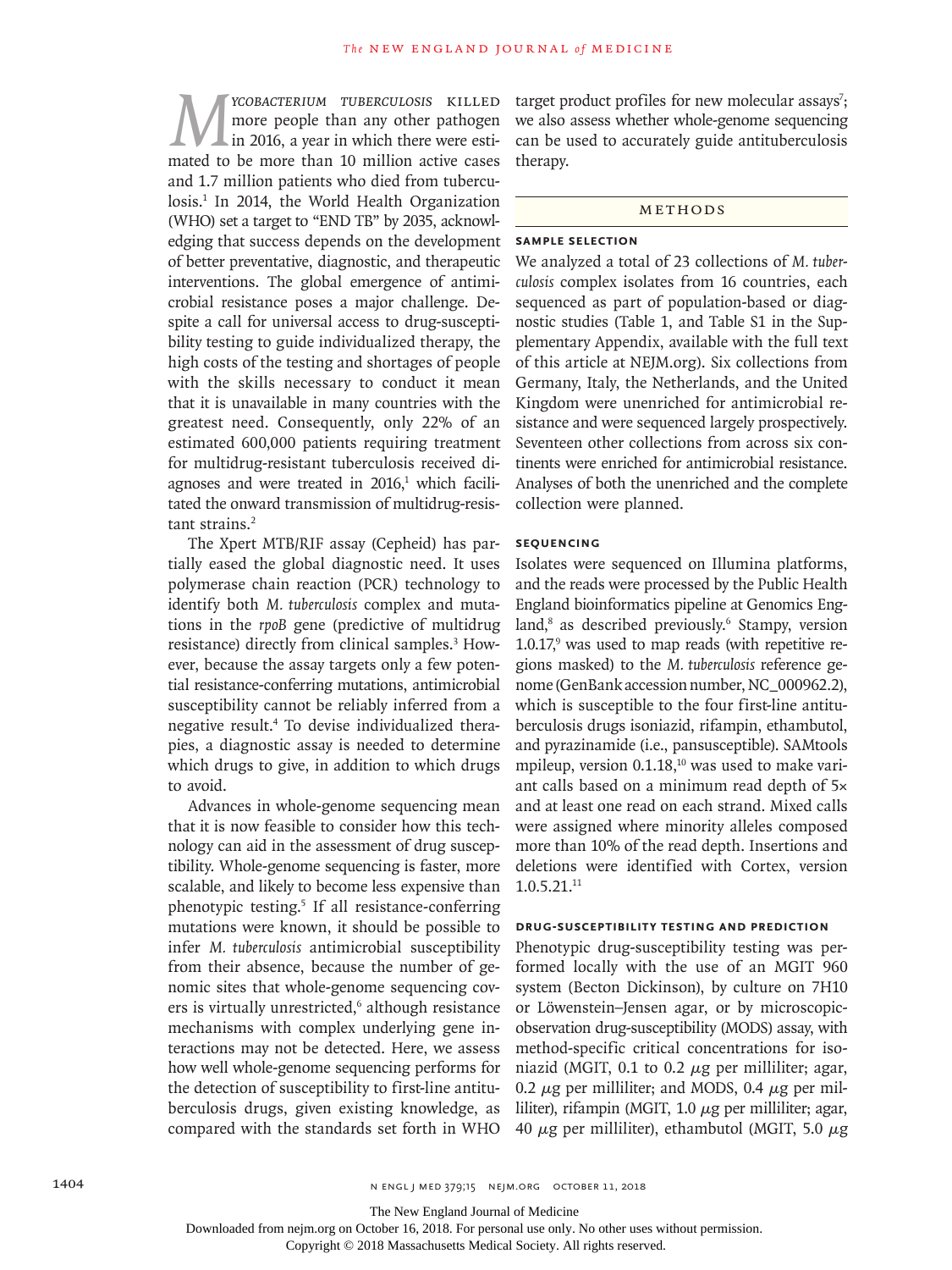*Mycobacterium tuberculosis* killed more people than any other pathogen in 2016, a year in which there were estimated to be more than 10 million active cases and 1.7 million patients who died from tuberculosis.[1] In 2014, the World Health Organization (WHO) set a target to "END TB" by 2035, acknowledging that success depends on the development of better preventative, diagnostic, and therapeutic interventions. The global emergence of antimicrobial resistance poses a major challenge. Despite a call for universal access to drug-susceptibility testing to guide individualized therapy, the high costs of the testing and shortages of people with the skills necessary to conduct it mean that it is unavailable in many countries with the greatest need. Consequently, only 22% of an estimated 600,000 patients requiring treatment for multidrug-resistant tuberculosis received diagnoses and were treated in 2016,[1] which facilitated the onward transmission of multidrug-resistant strains.[2]

The Xpert MTB/RIF assay (Cepheid) has partially eased the global diagnostic need. It uses polymerase chain reaction (PCR) technology to identify both *M. tuberculosis* complex and mutations in the *rpoB* gene (predictive of multidrug resistance) directly from clinical samples.[3] However, because the assay targets only a few potential resistance-conferring mutations, antimicrobial susceptibility cannot be reliably inferred from a negative result.[4] To devise individualized therapies, a diagnostic assay is needed to determine which drugs to give, in addition to which drugs to avoid.

Advances in whole-genome sequencing mean that it is now feasible to consider how this technology can aid in the assessment of drug susceptibility. Whole-genome sequencing is faster, more scalable, and likely to become less expensive than phenotypic testing.[5] If all resistance-conferring mutations were known, it should be possible to infer *M. tuberculosis* antimicrobial susceptibility from their absence, because the number of genomic sites that whole-genome sequencing covers is virtually unrestricted,[6] although resistance mechanisms with complex underlying gene interactions may not be detected. Here, we assess how well whole-genome sequencing performs for the detection of susceptibility to first-line antituberculosis drugs, given existing knowledge, as compared with the standards set forth in WHO target product profiles for new molecular assays[7]; we also assess whether whole-genome sequencing can be used to accurately guide antituberculosis therapy.

## Methods

### Sample Selection

We analyzed a total of 23 collections of *M. tuberculosis* complex isolates from 16 countries, each sequenced as part of population-based or diagnostic studies (Table 1, and Table S1 in the Supplementary Appendix, available with the full text of this article at NEJM.org). Six collections from Germany, Italy, the Netherlands, and the United Kingdom were unenriched for antimicrobial resistance and were sequenced largely prospectively. Seventeen other collections from across six continents were enriched for antimicrobial resistance. Analyses of both the unenriched and the complete collection were planned.

### Sequencing

Isolates were sequenced on Illumina platforms, and the reads were processed by the Public Health England bioinformatics pipeline at Genomics England,[8] as described previously.[6] Stampy, version 1.0.17,[9] was used to map reads (with repetitive regions masked) to the *M. tuberculosis* reference genome (GenBank accession number, NC_000962.2), which is susceptible to the four first-line antituberculosis drugs isoniazid, rifampin, ethambutol, and pyrazinamide (i.e., pansusceptible). SAMtools mpileup, version 0.1.18,[10] was used to make variant calls based on a minimum read depth of 5× and at least one read on each strand. Mixed calls were assigned where minority alleles composed more than 10% of the read depth. Insertions and deletions were identified with Cortex, version 1.0.5.21.[11]

### Drug-Susceptibility Testing and Prediction

Phenotypic drug-susceptibility testing was performed locally with the use of an MGIT 960 system (Becton Dickinson), by culture on 7H10 or Löwenstein–Jensen agar, or by microscopic-observation drug-susceptibility (MODS) assay, with method-specific critical concentrations for isoniazid (MGIT, 0.1 to 0.2 μg per milliliter; agar, 0.2 μg per milliliter; and MODS, 0.4 μg per milliliter), rifampin (MGIT, 1.0 μg per milliliter; agar, 40 μg per milliliter), ethambutol (MGIT, 5.0 μg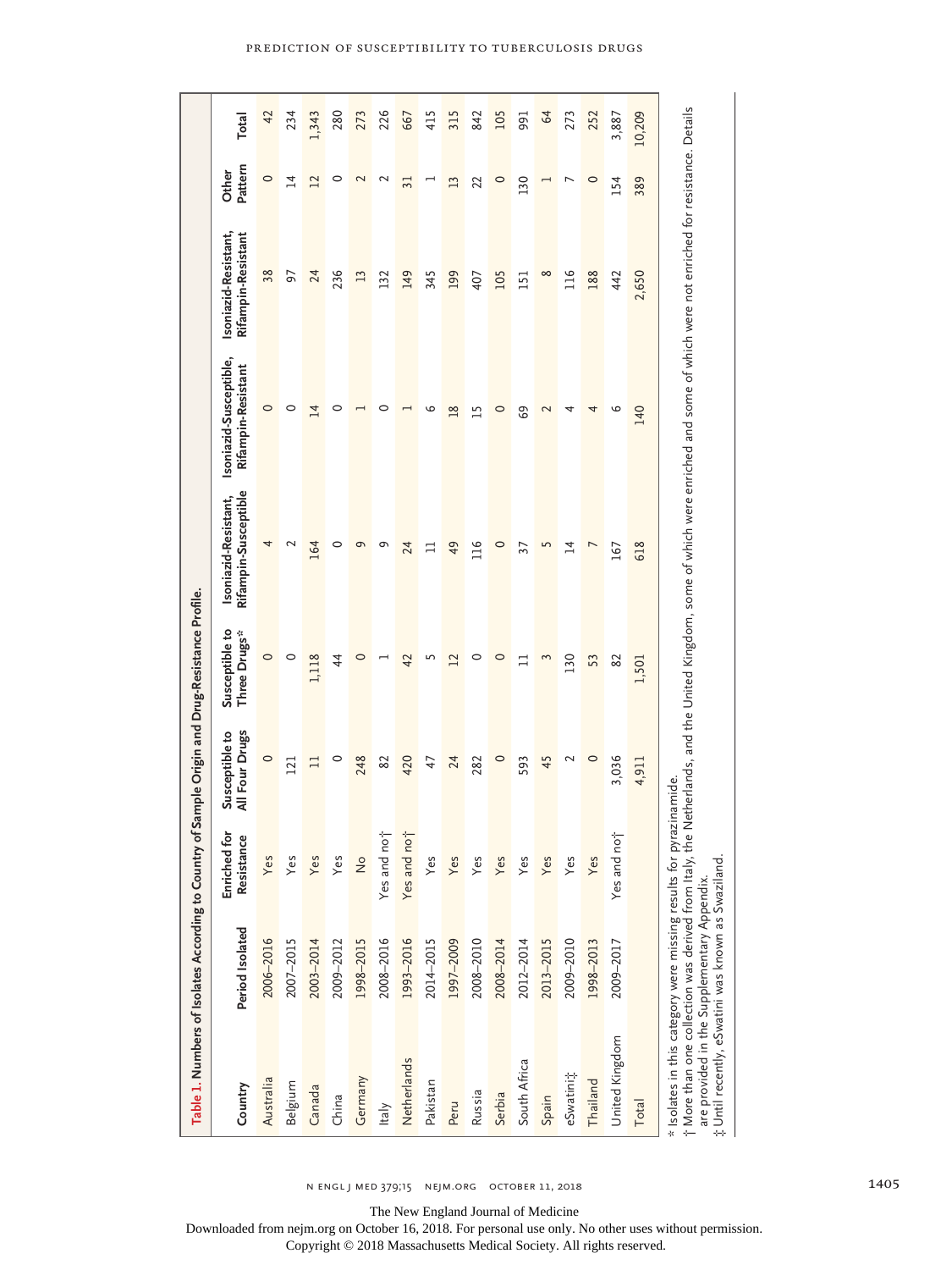**Table 1.** Numbers of Isolates According to Country of Sample Origin and Drug-Resistance Profile.

| Country | Period Isolated | Enriched for Resistance | Susceptible to All Four Drugs | Susceptible to Three Drugs* | Isoniazid-Resistant, Rifampin-Susceptible | Isoniazid-Susceptible, Rifampin-Resistant | Isoniazid-Resistant, Rifampin-Resistant | Other Pattern | Total |
|---|---|---|---|---|---|---|---|---|---|
| Australia | 2006–2016 | Yes | 0 | 0 | 4 | 0 | 38 | 0 | 42 |
| Belgium | 2007–2015 | Yes | 121 | 0 | 2 | 0 | 97 | 14 | 234 |
| Canada | 2003–2014 | Yes | 11 | 1,118 | 164 | 14 | 24 | 12 | 1,343 |
| China | 2009–2012 | Yes | 0 | 44 | 0 | 0 | 236 | 0 | 280 |
| Germany | 1998–2015 | No | 248 | 0 | 9 | 1 | 13 | 2 | 273 |
| Italy | 2008–2016 | Yes and no† | 82 | 1 | 9 | 0 | 132 | 2 | 226 |
| Netherlands | 1993–2016 | Yes and no† | 420 | 42 | 24 | 1 | 149 | 31 | 667 |
| Pakistan | 2014–2015 | Yes | 47 | 5 | 11 | 6 | 345 | 1 | 415 |
| Peru | 1997–2009 | Yes | 24 | 12 | 49 | 18 | 199 | 13 | 315 |
| Russia | 2008–2010 | Yes | 282 | 0 | 116 | 15 | 407 | 22 | 842 |
| Serbia | 2008–2014 | Yes | 0 | 0 | 0 | 0 | 105 | 0 | 105 |
| South Africa | 2012–2014 | Yes | 593 | 11 | 37 | 69 | 151 | 130 | 991 |
| Spain | 2013–2015 | Yes | 45 | 3 | 5 | 2 | 8 | 1 | 64 |
| eSwatini‡ | 2009–2010 | Yes | 2 | 130 | 14 | 4 | 116 | 7 | 273 |
| Thailand | 1998–2013 | Yes | 0 | 53 | 7 | 4 | 188 | 0 | 252 |
| United Kingdom | 2009–2017 | Yes and no† | 3,036 | 82 | 167 | 6 | 442 | 154 | 3,887 |
| Total | | | 4,911 | 1,501 | 618 | 140 | 2,650 | 389 | 10,209 |

\* Isolates in this category were missing results for pyrazinamide.

† More than one collection was derived from Italy, the Netherlands, and the United Kingdom, some of which were enriched and some of which were not enriched for resistance. Details are provided in the Supplementary Appendix.

‡ Until recently, eSwatini was known as Swaziland.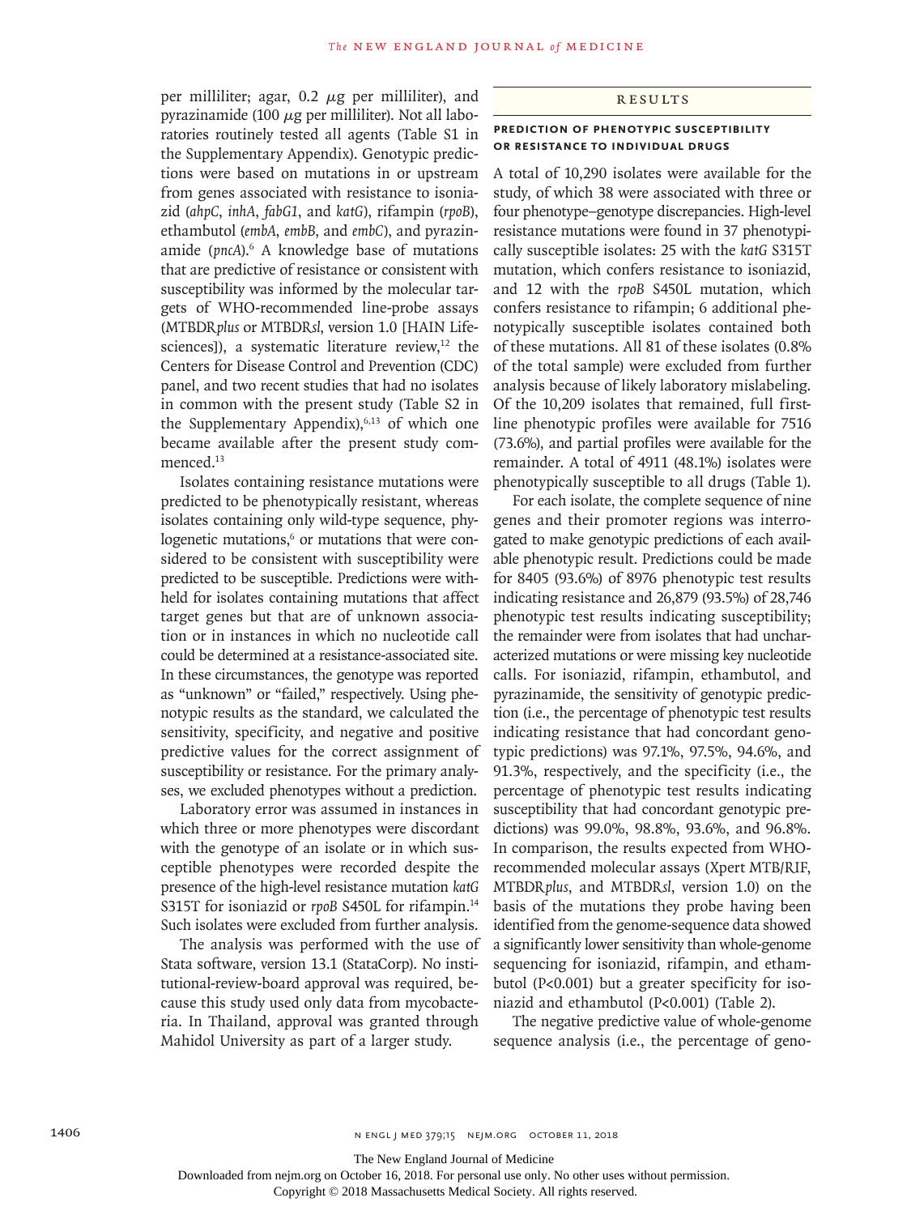per milliliter; agar, 0.2 μg per milliliter), and pyrazinamide (100 μg per milliliter). Not all laboratories routinely tested all agents (Table S1 in the Supplementary Appendix). Genotypic predictions were based on mutations in or upstream from genes associated with resistance to isoniazid (*ahpC*, *inhA*, *fabG1*, and *katG*), rifampin (*rpoB*), ethambutol (*embA*, *embB*, and *embC*), and pyrazinamide (*pncA*).[6] A knowledge base of mutations that are predictive of resistance or consistent with susceptibility was informed by the molecular targets of WHO-recommended line-probe assays (MTBDR*plus* or MTBDR*sl*, version 1.0 [HAIN Lifesciences]), a systematic literature review,[12] the Centers for Disease Control and Prevention (CDC) panel, and two recent studies that had no isolates in common with the present study (Table S2 in the Supplementary Appendix),[6,13] of which one became available after the present study commenced.[13]

Isolates containing resistance mutations were predicted to be phenotypically resistant, whereas isolates containing only wild-type sequence, phylogenetic mutations,[6] or mutations that were considered to be consistent with susceptibility were predicted to be susceptible. Predictions were withheld for isolates containing mutations that affect target genes but that are of unknown association or in instances in which no nucleotide call could be determined at a resistance-associated site. In these circumstances, the genotype was reported as "unknown" or "failed," respectively. Using phenotypic results as the standard, we calculated the sensitivity, specificity, and negative and positive predictive values for the correct assignment of susceptibility or resistance. For the primary analyses, we excluded phenotypes without a prediction.

Laboratory error was assumed in instances in which three or more phenotypes were discordant with the genotype of an isolate or in which susceptible phenotypes were recorded despite the presence of the high-level resistance mutation *katG* S315T for isoniazid or *rpoB* S450L for rifampin.[14] Such isolates were excluded from further analysis.

The analysis was performed with the use of Stata software, version 13.1 (StataCorp). No institutional-review-board approval was required, because this study used only data from mycobacteria. In Thailand, approval was granted through Mahidol University as part of a larger study.

## Results

### Prediction of Phenotypic Susceptibility or Resistance to Individual Drugs

A total of 10,290 isolates were available for the study, of which 38 were associated with three or four phenotype–genotype discrepancies. High-level resistance mutations were found in 37 phenotypically susceptible isolates: 25 with the *katG* S315T mutation, which confers resistance to isoniazid, and 12 with the *rpoB* S450L mutation, which confers resistance to rifampin; 6 additional phenotypically susceptible isolates contained both of these mutations. All 81 of these isolates (0.8% of the total sample) were excluded from further analysis because of likely laboratory mislabeling. Of the 10,209 isolates that remained, full first-line phenotypic profiles were available for 7516 (73.6%), and partial profiles were available for the remainder. A total of 4911 (48.1%) isolates were phenotypically susceptible to all drugs (Table 1).

For each isolate, the complete sequence of nine genes and their promoter regions was interrogated to make genotypic predictions of each available phenotypic result. Predictions could be made for 8405 (93.6%) of 8976 phenotypic test results indicating resistance and 26,879 (93.5%) of 28,746 phenotypic test results indicating susceptibility; the remainder were from isolates that had uncharacterized mutations or were missing key nucleotide calls. For isoniazid, rifampin, ethambutol, and pyrazinamide, the sensitivity of genotypic prediction (i.e., the percentage of phenotypic test results indicating resistance that had concordant genotypic predictions) was 97.1%, 97.5%, 94.6%, and 91.3%, respectively, and the specificity (i.e., the percentage of phenotypic test results indicating susceptibility that had concordant genotypic predictions) was 99.0%, 98.8%, 93.6%, and 96.8%. In comparison, the results expected from WHO-recommended molecular assays (Xpert MTB/RIF, MTBDR*plus*, and MTBDR*sl*, version 1.0) on the basis of the mutations they probe having been identified from the genome-sequence data showed a significantly lower sensitivity than whole-genome sequencing for isoniazid, rifampin, and ethambutol ($P<0.001$) but a greater specificity for isoniazid and ethambutol ($P<0.001$) (Table 2).

The negative predictive value of whole-genome sequence analysis (i.e., the percentage of geno-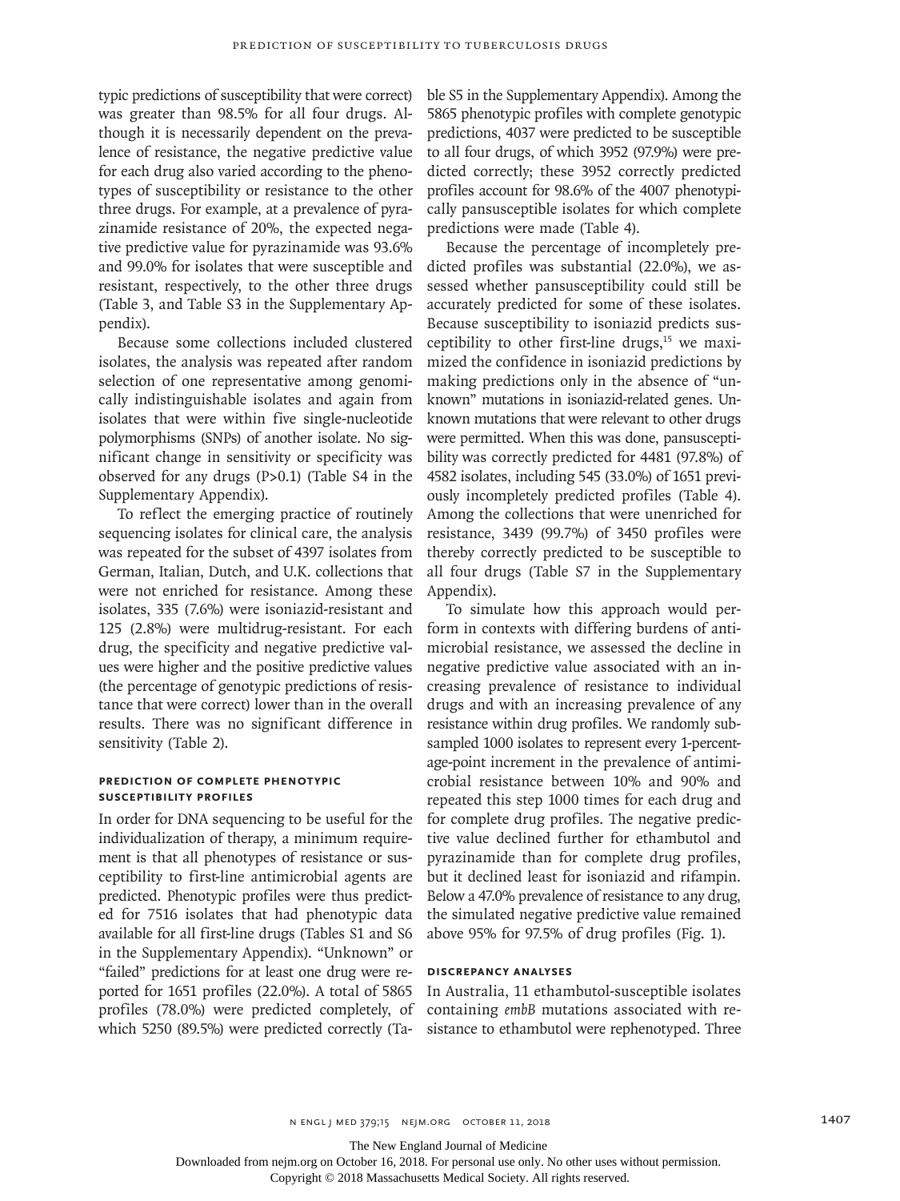typic predictions of susceptibility that were correct) was greater than 98.5% for all four drugs. Although it is necessarily dependent on the prevalence of resistance, the negative predictive value for each drug also varied according to the phenotypes of susceptibility or resistance to the other three drugs. For example, at a prevalence of pyrazinamide resistance of 20%, the expected negative predictive value for pyrazinamide was 93.6% and 99.0% for isolates that were susceptible and resistant, respectively, to the other three drugs (Table 3, and Table S3 in the Supplementary Appendix).

Because some collections included clustered isolates, the analysis was repeated after random selection of one representative among genomically indistinguishable isolates and again from isolates that were within five single-nucleotide polymorphisms (SNPs) of another isolate. No significant change in sensitivity or specificity was observed for any drugs (P>0.1) (Table S4 in the Supplementary Appendix).

To reflect the emerging practice of routinely sequencing isolates for clinical care, the analysis was repeated for the subset of 4397 isolates from German, Italian, Dutch, and U.K. collections that were not enriched for resistance. Among these isolates, 335 (7.6%) were isoniazid-resistant and 125 (2.8%) were multidrug-resistant. For each drug, the specificity and negative predictive values were higher and the positive predictive values (the percentage of genotypic predictions of resistance that were correct) lower than in the overall results. There was no significant difference in sensitivity (Table 2).

### Prediction of Complete Phenotypic Susceptibility Profiles

In order for DNA sequencing to be useful for the individualization of therapy, a minimum requirement is that all phenotypes of resistance or susceptibility to first-line antimicrobial agents are predicted. Phenotypic profiles were thus predicted for 7516 isolates that had phenotypic data available for all first-line drugs (Tables S1 and S6 in the Supplementary Appendix). "Unknown" or "failed" predictions for at least one drug were reported for 1651 profiles (22.0%). A total of 5865 profiles (78.0%) were predicted completely, of which 5250 (89.5%) were predicted correctly (Table S5 in the Supplementary Appendix). Among the 5865 phenotypic profiles with complete genotypic predictions, 4037 were predicted to be susceptible to all four drugs, of which 3952 (97.9%) were predicted correctly; these 3952 correctly predicted profiles account for 98.6% of the 4007 phenotypically pansusceptible isolates for which complete predictions were made (Table 4).

Because the percentage of incompletely predicted profiles was substantial (22.0%), we assessed whether pansusceptibility could still be accurately predicted for some of these isolates. Because susceptibility to isoniazid predicts susceptibility to other first-line drugs,[15] we maximized the confidence in isoniazid predictions by making predictions only in the absence of "unknown" mutations in isoniazid-related genes. Unknown mutations that were relevant to other drugs were permitted. When this was done, pansusceptibility was correctly predicted for 4481 (97.8%) of 4582 isolates, including 545 (33.0%) of 1651 previously incompletely predicted profiles (Table 4). Among the collections that were unenriched for resistance, 3439 (99.7%) of 3450 profiles were thereby correctly predicted to be susceptible to all four drugs (Table S7 in the Supplementary Appendix).

To simulate how this approach would perform in contexts with differing burdens of antimicrobial resistance, we assessed the decline in negative predictive value associated with an increasing prevalence of resistance to individual drugs and with an increasing prevalence of any resistance within drug profiles. We randomly subsampled 1000 isolates to represent every 1-percentage-point increment in the prevalence of antimicrobial resistance between 10% and 90% and repeated this step 1000 times for each drug and for complete drug profiles. The negative predictive value declined further for ethambutol and pyrazinamide than for complete drug profiles, but it declined least for isoniazid and rifampin. Below a 47.0% prevalence of resistance to any drug, the simulated negative predictive value remained above 95% for 97.5% of drug profiles (Fig. 1).

### Discrepancy Analyses

In Australia, 11 ethambutol-susceptible isolates containing *embB* mutations associated with resistance to ethambutol were rephenotyped. Three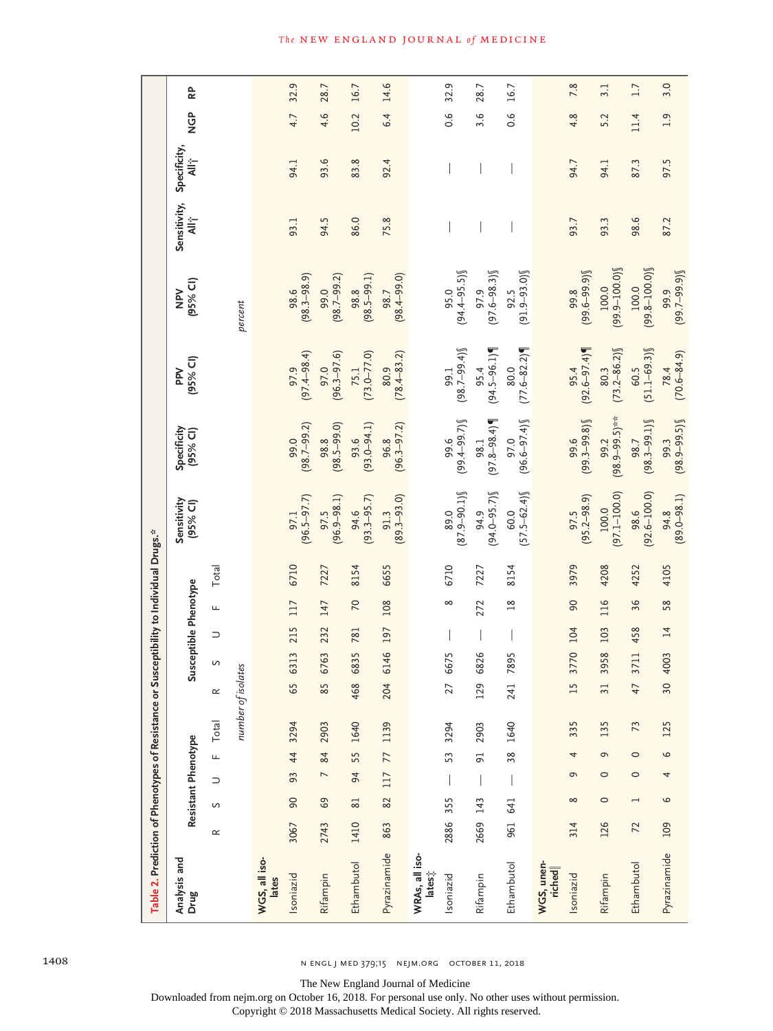**Table 2. Prediction of Phenotypes of Resistance or Susceptibility to Individual Drugs.***

| Analysis and Drug | Resistant Phenotype | | | | | Susceptible Phenotype | | | | | Sensitivity (95% CI) | Specificity (95% CI) | PPV (95% CI) | NPV (95% CI) | Sensitivity, All† | Specificity, All† | NGP | RP |
|---|---|---|---|---|---|---|---|---|---|---|---|---|---|---|---|---|---|---|
| | R | S | U | F | Total | R | S | U | F | Total | | | | | | | | |
| | *number of isolates* | | | | | | | | | | *percent* | | | | | | | |
| **WGS, all isolates** | | | | | | | | | | | | | | | | | | |
| Isoniazid | 3067 | 90 | 93 | 44 | 3294 | 65 | 6313 | 215 | 117 | 6710 | 97.1 (96.5–97.7) | 99.0 (98.7–99.2) | 97.9 (97.4–98.4) | 98.6 (98.3–98.9) | 93.1 | 94.1 | 4.7 | 32.9 |
| Rifampin | 2743 | 69 | 7 | 84 | 2903 | 85 | 6763 | 232 | 147 | 7227 | 97.5 (96.9–98.1) | 98.8 (98.5–99.0) | 97.0 (96.3–97.6) | 99.0 (98.7–99.2) | 94.5 | 93.6 | 4.6 | 28.7 |
| Ethambutol | 1410 | 81 | 94 | 55 | 1640 | 468 | 6835 | 781 | 70 | 8154 | 94.6 (93.3–95.7) | 93.6 (93.0–94.1) | 75.1 (73.0–77.0) | 98.8 (98.5–99.1) | 86.0 | 83.8 | 10.2 | 16.7 |
| Pyrazinamide | 863 | 82 | 117 | 77 | 1139 | 204 | 6146 | 197 | 108 | 6655 | 91.3 (89.3–93.0) | 96.8 (96.3–97.2) | 80.9 (78.4–83.2) | 98.7 (98.4–99.0) | 75.8 | 92.4 | 6.4 | 14.6 |
| **WRAs, all isolates‡** | | | | | | | | | | | | | | | | | | |
| Isoniazid | 2886 | 355 | — | 53 | 3294 | 27 | 6675 | — | 8 | 6710 | 89.0 (87.9–90.1)§ | 99.6 (99.4–99.7)§ | 99.1 (98.7–99.4)§ | 95.0 (94.4–95.5)§ | — | — | 0.6 | 32.9 |
| Rifampin | 2669 | 143 | — | 91 | 2903 | 129 | 6826 | — | 272 | 7227 | 94.9 (94.0–95.7)§ | 98.1 (97.8–98.4)¶ | 95.4 (94.5–96.1)¶ | 97.9 (97.6–98.3)§ | — | — | 3.6 | 28.7 |
| Ethambutol | 961 | 641 | — | 38 | 1640 | 241 | 7895 | — | 18 | 8154 | 60.0 (57.5–62.4)§ | 97.0 (96.6–97.4)§ | 80.0 (77.6–82.2)¶ | 92.5 (91.9–93.0)§ | — | — | 0.6 | 16.7 |
| **WGS, unenriched‖** | | | | | | | | | | | | | | | | | | |
| Isoniazid | 314 | 8 | 9 | 4 | 335 | 15 | 3770 | 104 | 90 | 3979 | 97.5 (95.2–98.9) | 99.6 (99.3–99.8)§ | 95.4 (92.6–97.4)¶ | 99.8 (99.6–99.9)§ | 93.7 | 94.7 | 4.8 | 7.8 |
| Rifampin | 126 | 0 | 0 | 9 | 135 | 31 | 3958 | 103 | 116 | 4208 | 100.0 (97.1–100.0) | 99.2 (98.9–99.5)** | 80.3 (73.2–86.2)§ | 100.0 (99.9–100.0)§ | 93.3 | 94.1 | 5.2 | 3.1 |
| Ethambutol | 72 | 1 | 0 | 0 | 73 | 47 | 3711 | 458 | 36 | 4252 | 98.6 (92.6–100.0) | 98.7 (98.3–99.1)§ | 60.5 (51.1–69.3)§ | 100.0 (99.8–100.0)§ | 98.6 | 87.3 | 11.4 | 1.7 |
| Pyrazinamide | 109 | 6 | 4 | 6 | 125 | 30 | 4003 | 14 | 58 | 4105 | 94.8 (89.0–98.1) | 99.3 (98.9–99.5)§ | 78.4 (70.6–84.9) | 99.9 (99.7–99.9)§ | 87.2 | 97.5 | 1.9 | 3.0 |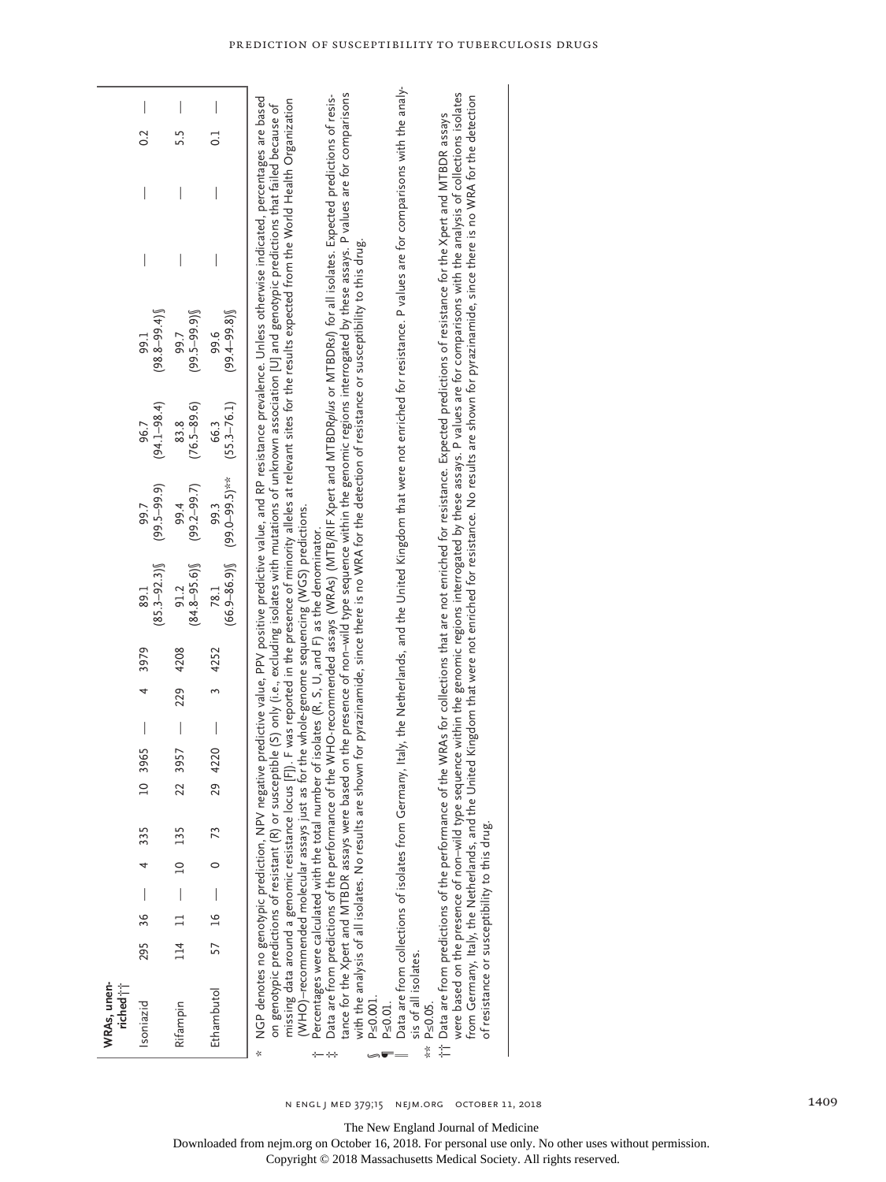| | | | | | | | | | | | | | | | | | | |
|---|---|---|---|---|---|---|---|---|---|---|---|---|---|---|---|---|---|---|
| **WRAs, unenriched††** | | | | | | | | | | | | | | | | | | |
| Isoniazid | 295 | 36 | — | 4 | 335 | 10 | 3965 | — | 4 | 3979 | 89.1 (85.3–92.3)§ | 99.7 (99.5–99.9) | 96.7 (94.1–98.4) | 99.1 (98.8–99.4)§ | — | — | 0.2 | — |
| Rifampin | 114 | 11 | — | 10 | 135 | 22 | 3957 | — | 229 | 4208 | 91.2 (84.8–95.6)§ | 99.4 (99.2–99.7) | 83.8 (76.5–89.6) | 99.7 (99.5–99.9)§ | — | — | 5.5 | — |
| Ethambutol | 57 | 16 | — | 0 | 73 | 29 | 4220 | — | 3 | 4252 | 78.1 (66.9–86.9)§ | 99.3 (99.0–99.5)** | 66.3 (55.3–76.1) | 99.6 (99.4–99.8)§ | — | — | 0.1 | — |

\* NGP denotes no genotypic prediction, NPV negative predictive value, PPV positive predictive value, and RP resistance prevalence. Unless otherwise indicated, percentages are based on genotypic predictions of resistant (R) or susceptible (S) only (i.e., excluding isolates with mutations of unknown association [U] and genotypic predictions that failed because of missing data around a genomic resistance locus [F]). F was reported in the presence of minority alleles at relevant sites for the results expected from the World Health Organization (WHO)–recommended molecular assays just as for the whole-genome sequencing (WGS) predictions.

† Percentages were calculated with the total number of isolates (R, S, U, and F) as the denominator.

‡ Data are from predictions of the performance of the WHO-recommended assays (WRAs) (MTB/RIF Xpert and MTBDR*plus* or MTBDR*sl*) for all isolates. Expected predictions of resistance for the Xpert and MTBDR assays were based on the presence of non–wild type sequence within the genomic regions interrogated by these assays. P values are for comparisons with the analysis of all isolates. No results are shown for pyrazinamide, since there is no WRA for the detection of resistance or susceptibility to this drug.

§ P≤0.001.

¶ P≤0.01.

‖ Data are from collections of isolates from Germany, Italy, the Netherlands, and the United Kingdom that were not enriched for resistance. P values are for comparisons with the analysis of all isolates.

\*\* P≤0.05.

†† Data are from predictions of the performance of the WRAs for collections that are not enriched for resistance. Expected predictions of resistance for the Xpert and MTBDR assays were based on the presence of non–wild type sequence within the genomic regions interrogated by these assays. P values are for comparisons with the analysis of collections isolates from Germany, Italy, the Netherlands, and the United Kingdom that were not enriched for resistance. No results are shown for pyrazinamide, since there is no WRA for the detection of resistance or susceptibility to this drug.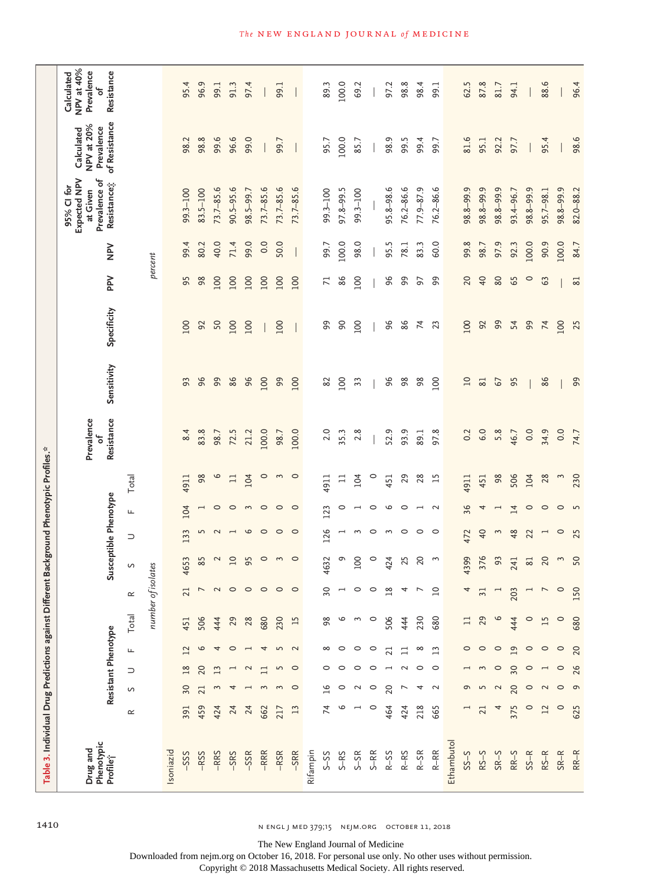Table 3. Individual Drug Predictions against Different Background Phenotypic Profiles.*

| Drug and Phenotypic Profile† | Resistant Phenotype | | | | | Susceptible Phenotype | | | | | Prevalence of Resistance | Sensitivity | Specificity | PPV | NPV | 95% CI for Expected NPV at Given Prevalence of Resistance‡ | Calculated NPV at 20% Prevalence of Resistance | Calculated NPV at 40% Prevalence of Resistance |
|---|---|---|---|---|---|---|---|---|---|---|---|---|---|---|---|---|---|---|
| | R | S | U | F | Total | R | S | U | F | Total | | | | | | | | |
| | *number of isolates* | | | | | | | | | | | | | *percent* | | | | |
| Isoniazid | | | | | | | | | | | | | | | | | | |
| –SSS | 391 | 30 | 18 | 12 | 451 | 21 | 4653 | 133 | 104 | 4911 | 8.4 | 93 | 100 | 95 | 99.4 | 99.3–100 | 98.2 | 95.4 |
| –RSS | 459 | 21 | 20 | 6 | 506 | 7 | 85 | 5 | 1 | 98 | 83.8 | 96 | 92 | 98 | 80.2 | 83.5–100 | 98.8 | 96.9 |
| –RRS | 424 | 3 | 13 | 4 | 444 | 2 | 2 | 2 | 0 | 6 | 98.7 | 99 | 50 | 100 | 40.0 | 73.7–85.6 | 99.6 | 99.1 |
| –SRS | 24 | 4 | 1 | 0 | 29 | 0 | 10 | 1 | 0 | 11 | 72.5 | 86 | 100 | 100 | 71.4 | 90.5–95.6 | 96.6 | 91.3 |
| –SSR | 24 | 1 | 2 | 1 | 28 | 0 | 95 | 6 | 3 | 104 | 21.2 | 96 | 100 | 100 | 99.0 | 98.5–99.7 | 99.0 | 97.4 |
| –RRR | 662 | 3 | 11 | 4 | 680 | 0 | 0 | 0 | 0 | 0 | 100.0 | 100 | — | 100 | 0.0 | 73.7–85.6 | — | — |
| –RSR | 217 | 3 | 5 | 5 | 230 | 0 | 3 | 0 | 0 | 3 | 98.7 | 99 | 100 | 100 | 50.0 | 73.7–85.6 | 99.7 | 99.1 |
| –SRR | 13 | 0 | 0 | 2 | 15 | 0 | 0 | 0 | 0 | 0 | 100.0 | 100 | — | 100 | — | 73.7–85.6 | — | — |
| Rifampin | | | | | | | | | | | | | | | | | | |
| S–SS | 74 | 16 | 0 | 8 | 98 | 30 | 4632 | 126 | 123 | 4911 | 2.0 | 82 | 99 | 71 | 99.7 | 99.3–100 | 95.7 | 89.3 |
| S–RS | 6 | 0 | 0 | 0 | 6 | 1 | 9 | 1 | 0 | 11 | 35.3 | 100 | 90 | 86 | 100.0 | 97.8–99.5 | 100.0 | 100.0 |
| S–SR | 1 | 2 | 0 | 0 | 3 | 0 | 100 | 3 | 1 | 104 | 2.8 | 33 | 100 | 100 | 98.0 | 99.3–100 | 85.7 | 69.2 |
| S–RR | 0 | 0 | 0 | 0 | 0 | 0 | 0 | 0 | 0 | 0 | — | — | — | — | — | — | — | — |
| R–SS | 464 | 20 | 1 | 21 | 506 | 18 | 424 | 3 | 6 | 451 | 52.9 | 96 | 96 | 96 | 95.5 | 95.8–98.6 | 98.9 | 97.2 |
| R–RS | 424 | 7 | 2 | 11 | 444 | 4 | 25 | 0 | 0 | 29 | 93.9 | 98 | 86 | 99 | 78.1 | 76.2–86.6 | 99.5 | 98.8 |
| R–SR | 218 | 4 | 0 | 8 | 230 | 7 | 20 | 0 | 1 | 28 | 89.1 | 98 | 74 | 97 | 83.3 | 77.9–87.9 | 99.4 | 98.4 |
| R–RR | 665 | 2 | 0 | 13 | 680 | 10 | 3 | 0 | 2 | 15 | 97.8 | 100 | 23 | 99 | 60.0 | 76.2–86.6 | 99.7 | 99.1 |
| Ethambutol | | | | | | | | | | | | | | | | | | |
| SS–S | 1 | 9 | 1 | 0 | 11 | 4 | 4399 | 472 | 36 | 4911 | 0.2 | 10 | 100 | 20 | 99.8 | 98.8–99.9 | 81.6 | 62.5 |
| RS–S | 21 | 5 | 3 | 0 | 29 | 31 | 376 | 40 | 4 | 451 | 6.0 | 81 | 92 | 40 | 98.7 | 98.8–99.9 | 95.1 | 87.8 |
| SR–S | 4 | 2 | 0 | 0 | 6 | 1 | 93 | 3 | 1 | 98 | 5.8 | 67 | 99 | 80 | 97.9 | 98.8–99.9 | 92.2 | 81.7 |
| RR–S | 375 | 20 | 30 | 19 | 444 | 203 | 241 | 48 | 14 | 506 | 46.7 | 95 | 54 | 65 | 92.3 | 93.4–96.7 | 97.7 | 94.1 |
| SS–R | 0 | 0 | 0 | 0 | 0 | 1 | 81 | 22 | 0 | 104 | 0.0 | — | 99 | 0 | 100.0 | 98.8–99.9 | — | — |
| RS–R | 12 | 2 | 1 | 0 | 15 | 7 | 20 | 1 | 0 | 28 | 34.9 | 86 | 74 | 63 | 90.9 | 95.7–98.1 | 95.4 | 88.6 |
| SR–R | 0 | 0 | 0 | 0 | 0 | 0 | 3 | 0 | 0 | 3 | 0.0 | — | 100 | — | 100.0 | 98.8–99.9 | — | — |
| RR–R | 625 | 9 | 26 | 20 | 680 | 150 | 50 | 25 | 5 | 230 | 74.7 | 99 | 25 | 81 | 84.7 | 82.0–88.2 | 98.6 | 96.4 |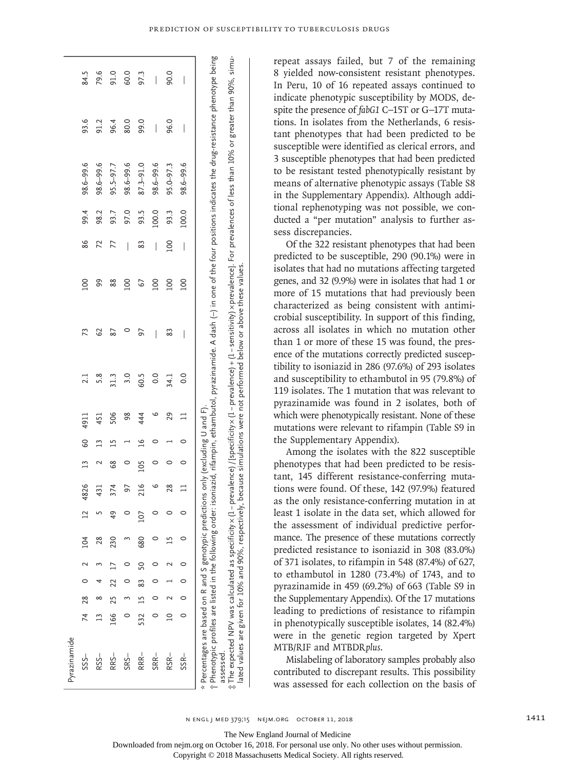| Pyrazinamide | | | | | | | | | | | | | | | | | | | |
|---|---|---|---|---|---|---|---|---|---|---|---|---|---|---|---|---|---|---|---|
| SSS– | 74 | 28 | 0 | 2 | 104 | 12 | 4826 | 13 | 60 | 4911 | 2.1 | 73 | 100 | 86 | 99.4 | 98.6–99.6 | 93.6 | 84.5 |
| RSS– | 13 | 8 | 4 | 3 | 28 | 5 | 431 | 2 | 13 | 451 | 5.8 | 62 | 99 | 72 | 98.2 | 98.6–99.6 | 91.2 | 79.6 |
| RRS– | 166 | 25 | 22 | 17 | 230 | 49 | 374 | 68 | 15 | 506 | 31.3 | 87 | 88 | 77 | 93.7 | 95.5–97.7 | 96.4 | 91.0 |
| SRS– | 0 | 3 | 0 | 0 | 3 | 0 | 97 | 0 | 1 | 98 | 3.0 | 0 | 100 | — | 97.0 | 98.6–99.6 | 80.0 | 60.0 |
| RRR– | 532 | 15 | 83 | 50 | 680 | 107 | 216 | 105 | 16 | 444 | 60.5 | 97 | 67 | 83 | 93.5 | 87.3–91.0 | 99.0 | 97.3 |
| SRR– | 0 | 0 | 0 | 0 | 0 | 0 | 6 | 0 | 0 | 6 | 0.0 | — | 100 | — | 100.0 | 98.6–99.6 | — | — |
| RSR– | 10 | 2 | 1 | 2 | 15 | 0 | 28 | 0 | 1 | 29 | 34.1 | 83 | 100 | 100 | 93.3 | 95.0–97.3 | 96.0 | 90.0 |
| SSR– | 0 | 0 | 0 | 0 | 0 | 0 | 11 | 0 | 0 | 11 | 0.0 | — | 100 | — | 100.0 | 98.6–99.6 | — | — |

\* Percentages are based on R and S genotypic predictions only (excluding U and F).

† Phenotypic profiles are listed in the following order: isoniazid, rifampin, ethambutol, pyrazinamide. A dash (–) in one of the four positions indicates the drug-resistance phenotype being assessed.

‡ The expected NPV was calculated as specificity × (1 – prevalence) / [specificity × (1 – prevalence) + (1 – sensitivity) × prevalence]. For prevalences of less than 10% or greater than 90%, simulated values are given for 10% and 90%, respectively, because simulations were not performed below or above these values.

repeat assays failed, but 7 of the remaining 8 yielded now-consistent resistant phenotypes. In Peru, 10 of 16 repeated assays continued to indicate phenotypic susceptibility by MODS, despite the presence of *fabG1* C–15T or G–17T mutations. In isolates from the Netherlands, 6 resistant phenotypes that had been predicted to be susceptible were identified as clerical errors, and 3 susceptible phenotypes that had been predicted to be resistant tested phenotypically resistant by means of alternative phenotypic assays (Table S8 in the Supplementary Appendix). Although additional rephenotyping was not possible, we conducted a "per mutation" analysis to further assess discrepancies.

Of the 322 resistant phenotypes that had been predicted to be susceptible, 290 (90.1%) were in isolates that had no mutations affecting targeted genes, and 32 (9.9%) were in isolates that had 1 or more of 15 mutations that had previously been characterized as being consistent with antimicrobial susceptibility. In support of this finding, across all isolates in which no mutation other than 1 or more of these 15 was found, the presence of the mutations correctly predicted susceptibility to isoniazid in 286 (97.6%) of 293 isolates and susceptibility to ethambutol in 95 (79.8%) of 119 isolates. The 1 mutation that was relevant to pyrazinamide was found in 2 isolates, both of which were phenotypically resistant. None of these mutations were relevant to rifampin (Table S9 in the Supplementary Appendix).

Among the isolates with the 822 susceptible phenotypes that had been predicted to be resistant, 145 different resistance-conferring mutations were found. Of these, 142 (97.9%) featured as the only resistance-conferring mutation in at least 1 isolate in the data set, which allowed for the assessment of individual predictive performance. The presence of these mutations correctly predicted resistance to isoniazid in 308 (83.0%) of 371 isolates, to rifampin in 548 (87.4%) of 627, to ethambutol in 1280 (73.4%) of 1743, and to pyrazinamide in 459 (69.2%) of 663 (Table S9 in the Supplementary Appendix). Of the 17 mutations leading to predictions of resistance to rifampin in phenotypically susceptible isolates, 14 (82.4%) were in the genetic region targeted by Xpert MTB/RIF and MTBDR*plus*.

Mislabeling of laboratory samples probably also contributed to discrepant results. This possibility was assessed for each collection on the basis of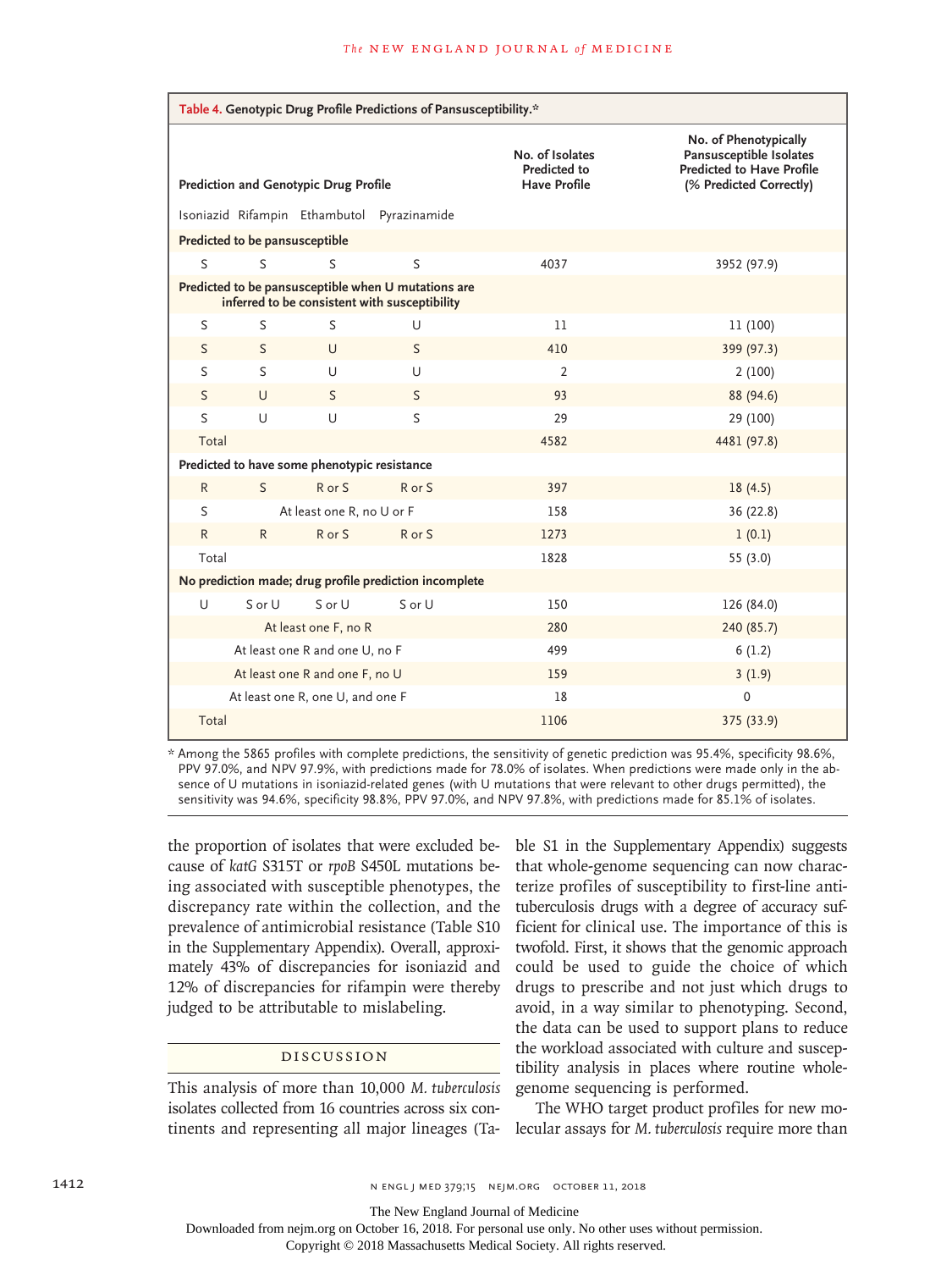**Table 4. Genotypic Drug Profile Predictions of Pansusceptibility.***

| Prediction and Genotypic Drug Profile | | | | No. of Isolates Predicted to Have Profile | No. of Phenotypically Pansusceptible Isolates Predicted to Have Profile (% Predicted Correctly) |
|---|---|---|---|---|---|
| Isoniazid | Rifampin | Ethambutol | Pyrazinamide | | |
| **Predicted to be pansusceptible** | | | | | |
| S | S | S | S | 4037 | 3952 (97.9) |
| **Predicted to be pansusceptible when U mutations are inferred to be consistent with susceptibility** | | | | | |
| S | S | S | U | 11 | 11 (100) |
| S | S | U | S | 410 | 399 (97.3) |
| S | S | U | U | 2 | 2 (100) |
| S | U | S | S | 93 | 88 (94.6) |
| S | U | U | S | 29 | 29 (100) |
| Total | | | | 4582 | 4481 (97.8) |
| **Predicted to have some phenotypic resistance** | | | | | |
| R | S | R or S | R or S | 397 | 18 (4.5) |
| S | At least one R, no U or F | | | 158 | 36 (22.8) |
| R | R | R or S | R or S | 1273 | 1 (0.1) |
| Total | | | | 1828 | 55 (3.0) |
| **No prediction made; drug profile prediction incomplete** | | | | | |
| U | S or U | S or U | S or U | 150 | 126 (84.0) |
| At least one F, no R | | | | 280 | 240 (85.7) |
| At least one R and one U, no F | | | | 499 | 6 (1.2) |
| At least one R and one F, no U | | | | 159 | 3 (1.9) |
| At least one R, one U, and one F | | | | 18 | 0 |
| Total | | | | 1106 | 375 (33.9) |

\* Among the 5865 profiles with complete predictions, the sensitivity of genetic prediction was 95.4%, specificity 98.6%, PPV 97.0%, and NPV 97.9%, with predictions made for 78.0% of isolates. When predictions were made only in the absence of U mutations in isoniazid-related genes (with U mutations that were relevant to other drugs permitted), the sensitivity was 94.6%, specificity 98.8%, PPV 97.0%, and NPV 97.8%, with predictions made for 85.1% of isolates.

the proportion of isolates that were excluded because of *katG* S315T or *rpoB* S450L mutations being associated with susceptible phenotypes, the discrepancy rate within the collection, and the prevalence of antimicrobial resistance (Table S10 in the Supplementary Appendix). Overall, approximately 43% of discrepancies for isoniazid and 12% of discrepancies for rifampin were thereby judged to be attributable to mislabeling.

## Discussion

This analysis of more than 10,000 *M. tuberculosis* isolates collected from 16 countries across six continents and representing all major lineages (Table S1 in the Supplementary Appendix) suggests that whole-genome sequencing can now characterize profiles of susceptibility to first-line antituberculosis drugs with a degree of accuracy sufficient for clinical use. The importance of this is twofold. First, it shows that the genomic approach could be used to guide the choice of which drugs to prescribe and not just which drugs to avoid, in a way similar to phenotyping. Second, the data can be used to support plans to reduce the workload associated with culture and susceptibility analysis in places where routine whole-genome sequencing is performed.

The WHO target product profiles for new molecular assays for *M. tuberculosis* require more than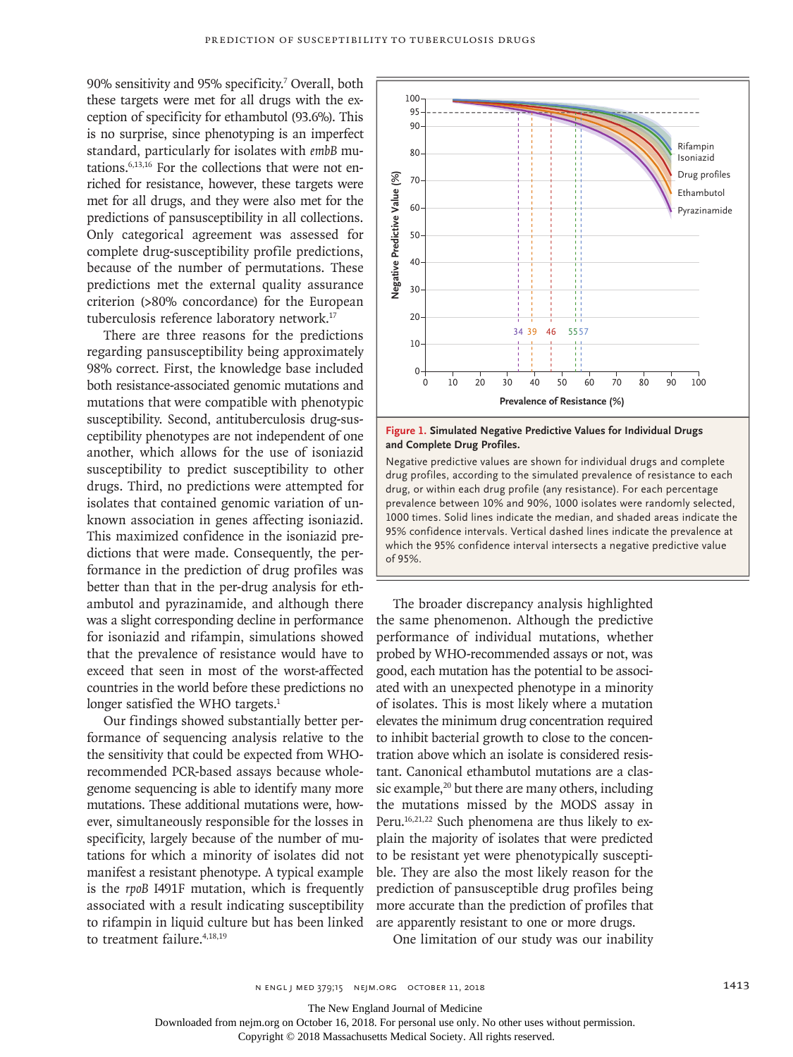90% sensitivity and 95% specificity.[7] Overall, both these targets were met for all drugs with the exception of specificity for ethambutol (93.6%). This is no surprise, since phenotyping is an imperfect standard, particularly for isolates with *embB* mutations.[6,13,16] For the collections that were not enriched for resistance, however, these targets were met for all drugs, and they were also met for the predictions of pansusceptibility in all collections. Only categorical agreement was assessed for complete drug-susceptibility profile predictions, because of the number of permutations. These predictions met the external quality assurance criterion (>80% concordance) for the European tuberculosis reference laboratory network.[17]

There are three reasons for the predictions regarding pansusceptibility being approximately 98% correct. First, the knowledge base included both resistance-associated genomic mutations and mutations that were compatible with phenotypic susceptibility. Second, antituberculosis drug-susceptibility phenotypes are not independent of one another, which allows for the use of isoniazid susceptibility to predict susceptibility to other drugs. Third, no predictions were attempted for isolates that contained genomic variation of unknown association in genes affecting isoniazid. This maximized confidence in the isoniazid predictions that were made. Consequently, the performance in the prediction of drug profiles was better than that in the per-drug analysis for ethambutol and pyrazinamide, and although there was a slight corresponding decline in performance for isoniazid and rifampin, simulations showed that the prevalence of resistance would have to exceed that seen in most of the worst-affected countries in the world before these predictions no longer satisfied the WHO targets.[1]

Our findings showed substantially better performance of sequencing analysis relative to the the sensitivity that could be expected from WHO-recommended PCR-based assays because whole-genome sequencing is able to identify many more mutations. These additional mutations were, however, simultaneously responsible for the losses in specificity, largely because of the number of mutations for which a minority of isolates did not manifest a resistant phenotype. A typical example is the *rpoB* I491F mutation, which is frequently associated with a result indicating susceptibility to rifampin in liquid culture but has been linked to treatment failure.[4,18,19]

**Figure 1. Simulated Negative Predictive Values for Individual Drugs and Complete Drug Profiles.**

Negative predictive values are shown for individual drugs and complete drug profiles, according to the simulated prevalence of resistance to each drug, or within each drug profile (any resistance). For each percentage prevalence between 10% and 90%, 1000 isolates were randomly selected, 1000 times. Solid lines indicate the median, and shaded areas indicate the 95% confidence intervals. Vertical dashed lines indicate the prevalence at which the 95% confidence interval intersects a negative predictive value of 95%.

The broader discrepancy analysis highlighted the same phenomenon. Although the predictive performance of individual mutations, whether probed by WHO-recommended assays or not, was good, each mutation has the potential to be associated with an unexpected phenotype in a minority of isolates. This is most likely where a mutation elevates the minimum drug concentration required to inhibit bacterial growth to close to the concentration above which an isolate is considered resistant. Canonical ethambutol mutations are a classic example,[20] but there are many others, including the mutations missed by the MODS assay in Peru.[16,21,22] Such phenomena are thus likely to explain the majority of isolates that were predicted to be resistant yet were phenotypically susceptible. They are also the most likely reason for the prediction of pansusceptible drug profiles being more accurate than the prediction of profiles that are apparently resistant to one or more drugs.

One limitation of our study was our inability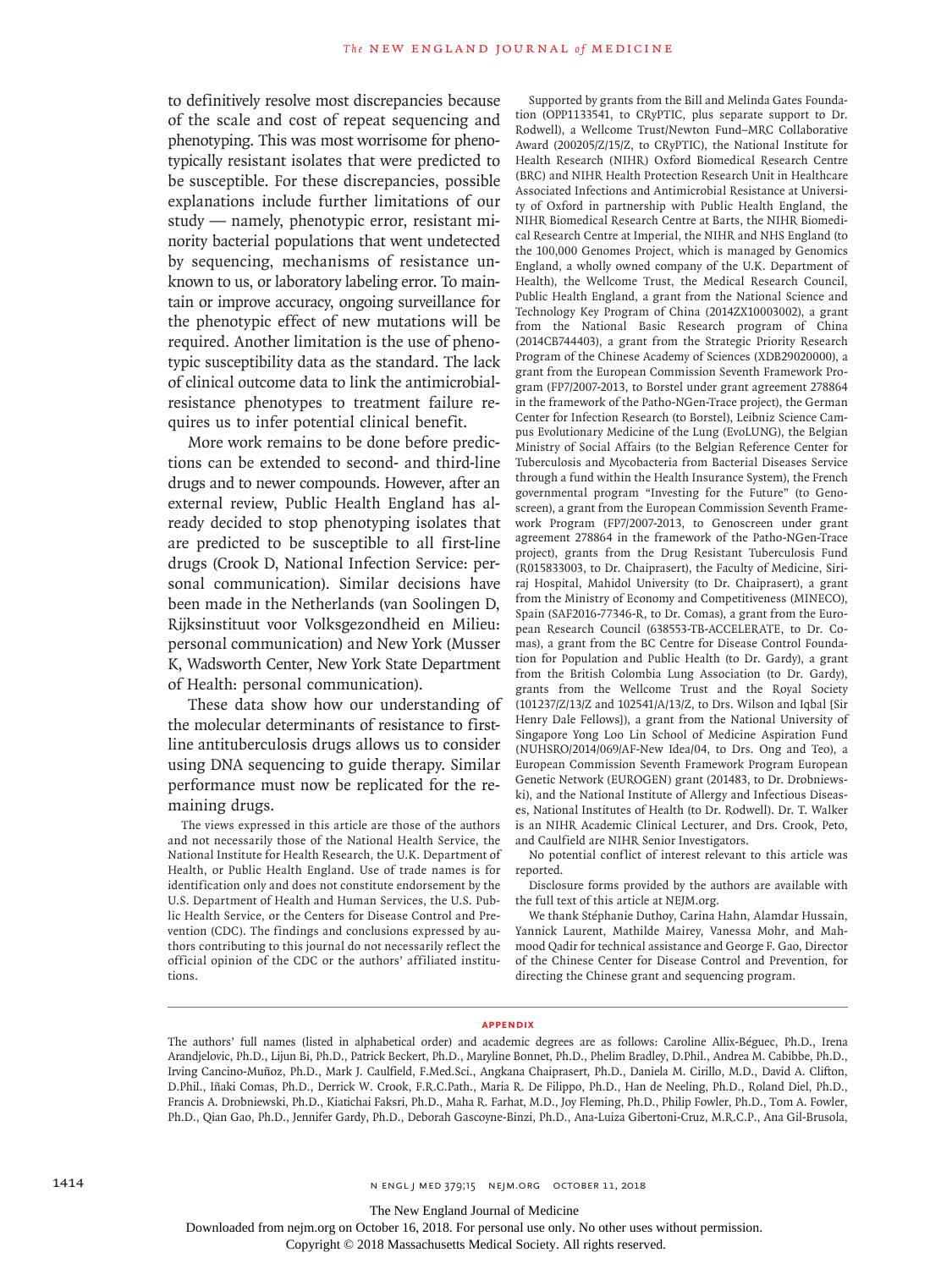to definitively resolve most discrepancies because of the scale and cost of repeat sequencing and phenotyping. This was most worrisome for phenotypically resistant isolates that were predicted to be susceptible. For these discrepancies, possible explanations include further limitations of our study — namely, phenotypic error, resistant minority bacterial populations that went undetected by sequencing, mechanisms of resistance unknown to us, or laboratory labeling error. To maintain or improve accuracy, ongoing surveillance for the phenotypic effect of new mutations will be required. Another limitation is the use of phenotypic susceptibility data as the standard. The lack of clinical outcome data to link the antimicrobial-resistance phenotypes to treatment failure requires us to infer potential clinical benefit.

More work remains to be done before predictions can be extended to second- and third-line drugs and to newer compounds. However, after an external review, Public Health England has already decided to stop phenotyping isolates that are predicted to be susceptible to all first-line drugs (Crook D, National Infection Service: personal communication). Similar decisions have been made in the Netherlands (van Soolingen D, Rijksinstituut voor Volksgezondheid en Milieu: personal communication) and New York (Musser K, Wadsworth Center, New York State Department of Health: personal communication).

These data show how our understanding of the molecular determinants of resistance to first-line antituberculosis drugs allows us to consider using DNA sequencing to guide therapy. Similar performance must now be replicated for the remaining drugs.

The views expressed in this article are those of the authors and not necessarily those of the National Health Service, the National Institute for Health Research, the U.K. Department of Health, or Public Health England. Use of trade names is for identification only and does not constitute endorsement by the U.S. Department of Health and Human Services, the U.S. Public Health Service, or the Centers for Disease Control and Prevention (CDC). The findings and conclusions expressed by authors contributing to this journal do not necessarily reflect the official opinion of the CDC or the authors' affiliated institutions.

Supported by grants from the Bill and Melinda Gates Foundation (OPP1133541, to CRyPTIC, plus separate support to Dr. Rodwell), a Wellcome Trust/Newton Fund–MRC Collaborative Award (200205/Z/15/Z, to CRyPTIC), the National Institute for Health Research (NIHR) Oxford Biomedical Research Centre (BRC) and NIHR Health Protection Research Unit in Healthcare Associated Infections and Antimicrobial Resistance at University of Oxford in partnership with Public Health England, the NIHR Biomedical Research Centre at Barts, the NIHR Biomedical Research Centre at Imperial, the NIHR and NHS England (to the 100,000 Genomes Project, which is managed by Genomics England, a wholly owned company of the U.K. Department of Health), the Wellcome Trust, the Medical Research Council, Public Health England, a grant from the National Science and Technology Key Program of China (2014ZX10003002), a grant from the National Basic Research program of China (2014CB744403), a grant from the Strategic Priority Research Program of the Chinese Academy of Sciences (XDB29020000), a grant from the European Commission Seventh Framework Program (FP7/2007-2013, to Borstel under grant agreement 278864 in the framework of the Patho-NGen-Trace project), the German Center for Infection Research (to Borstel), Leibniz Science Campus Evolutionary Medicine of the Lung (EvoLUNG), the Belgian Ministry of Social Affairs (to the Belgian Reference Center for Tuberculosis and Mycobacteria from Bacterial Diseases Service through a fund within the Health Insurance System), the French governmental program "Investing for the Future" (to Genoscreen), a grant from the European Commission Seventh Framework Program (FP7/2007-2013, to Genoscreen under grant agreement 278864 in the framework of the Patho-NGen-Trace project), grants from the Drug Resistant Tuberculosis Fund (R015833003, to Dr. Chaiprasert), the Faculty of Medicine, Siriraj Hospital, Mahidol University (to Dr. Chaiprasert), a grant from the Ministry of Economy and Competitiveness (MINECO), Spain (SAF2016-77346-R, to Dr. Comas), a grant from the European Research Council (638553-TB-ACCELERATE, to Dr. Comas), a grant from the BC Centre for Disease Control Foundation for Population and Public Health (to Dr. Gardy), a grant from the British Colombia Lung Association (to Dr. Gardy), grants from the Wellcome Trust and the Royal Society (101237/Z/13/Z and 102541/A/13/Z, to Drs. Wilson and Iqbal [Sir Henry Dale Fellows]), a grant from the National University of Singapore Yong Loo Lin School of Medicine Aspiration Fund (NUHSRO/2014/069/AF-New Idea/04, to Drs. Ong and Teo), a European Commission Seventh Framework Program European Genetic Network (EUROGEN) grant (201483, to Dr. Drobniewski), and the National Institute of Allergy and Infectious Diseases, National Institutes of Health (to Dr. Rodwell). Dr. T. Walker is an NIHR Academic Clinical Lecturer, and Drs. Crook, Peto, and Caulfield are NIHR Senior Investigators.

No potential conflict of interest relevant to this article was reported.

Disclosure forms provided by the authors are available with the full text of this article at NEJM.org.

We thank Stéphanie Duthoy, Carina Hahn, Alamdar Hussain, Yannick Laurent, Mathilde Mairey, Vanessa Mohr, and Mahmood Qadir for technical assistance and George F. Gao, Director of the Chinese Center for Disease Control and Prevention, for directing the Chinese grant and sequencing program.

## APPENDIX

The authors' full names (listed in alphabetical order) and academic degrees are as follows: Caroline Allix-Béguec, Ph.D., Irena Arandjelovic, Ph.D., Lijun Bi, Ph.D., Patrick Beckert, Ph.D., Maryline Bonnet, Ph.D., Phelim Bradley, D.Phil., Andrea M. Cabibbe, Ph.D., Irving Cancino-Muñoz, Ph.D., Mark J. Caulfield, F.Med.Sci., Angkana Chaiprasert, Ph.D., Daniela M. Cirillo, M.D., David A. Clifton, D.Phil., Iñaki Comas, Ph.D., Derrick W. Crook, F.R.C.Path., Maria R. De Filippo, Ph.D., Han de Neeling, Ph.D., Roland Diel, Ph.D., Francis A. Drobniewski, Ph.D., Kiatichai Faksri, Ph.D., Maha R. Farhat, M.D., Joy Fleming, Ph.D., Philip Fowler, Ph.D., Tom A. Fowler, Ph.D., Qian Gao, Ph.D., Jennifer Gardy, Ph.D., Deborah Gascoyne-Binzi, Ph.D., Ana-Luiza Gibertoni-Cruz, M.R.C.P., Ana Gil-Brusola,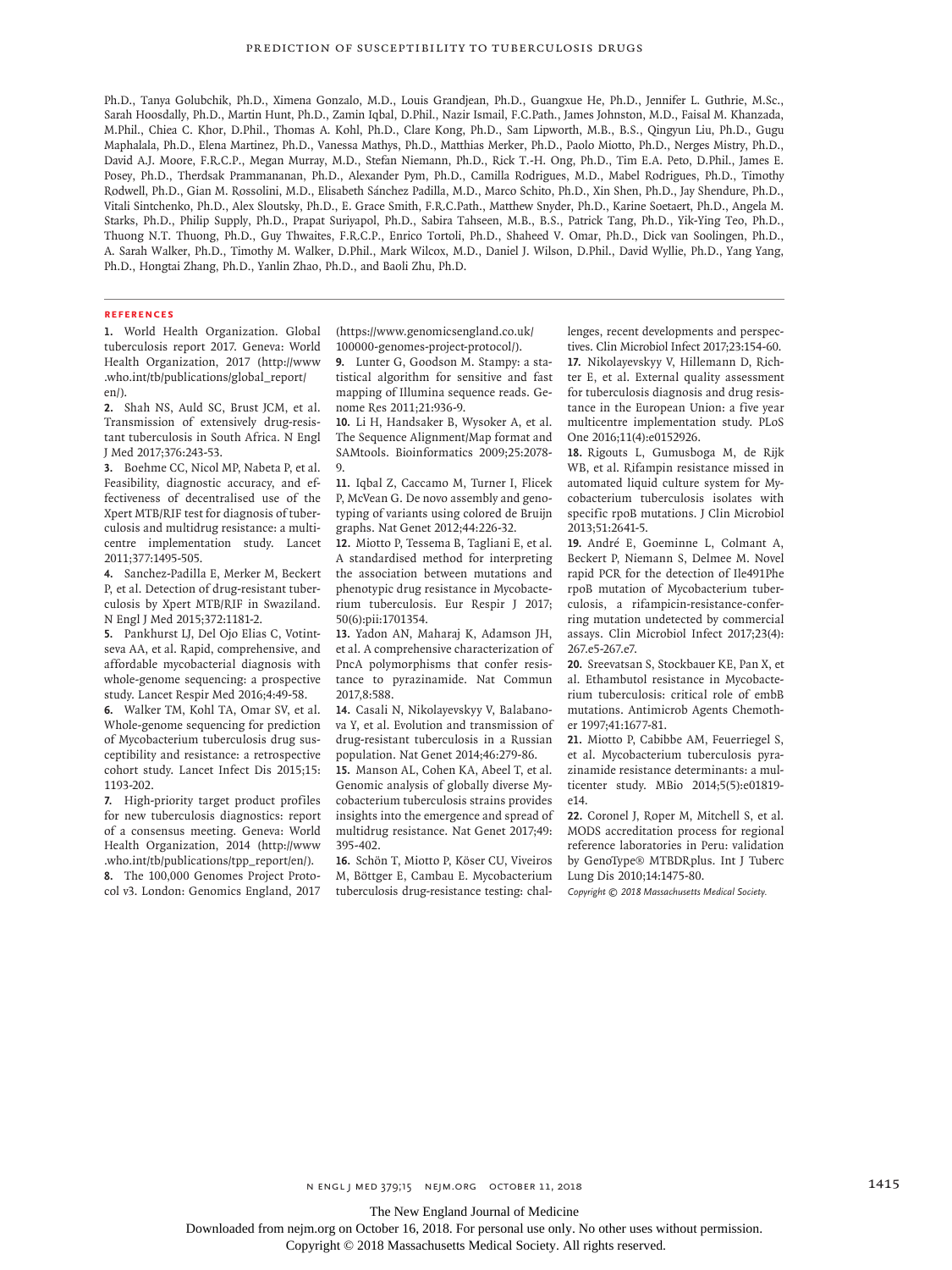Ph.D., Tanya Golubchik, Ph.D., Ximena Gonzalo, M.D., Louis Grandjean, Ph.D., Guangxue He, Ph.D., Jennifer L. Guthrie, M.Sc., Sarah Hoosdally, Ph.D., Martin Hunt, Ph.D., Zamin Iqbal, D.Phil., Nazir Ismail, F.C.Path., James Johnston, M.D., Faisal M. Khanzada, M.Phil., Chiea C. Khor, D.Phil., Thomas A. Kohl, Ph.D., Clare Kong, Ph.D., Sam Lipworth, M.B., B.S., Qingyun Liu, Ph.D., Gugu Maphalala, Ph.D., Elena Martinez, Ph.D., Vanessa Mathys, Ph.D., Matthias Merker, Ph.D., Paolo Miotto, Ph.D., Nerges Mistry, Ph.D., David A.J. Moore, F.R.C.P., Megan Murray, M.D., Stefan Niemann, Ph.D., Rick T.-H. Ong, Ph.D., Tim E.A. Peto, D.Phil., James E. Posey, Ph.D., Therdsak Prammananan, Ph.D., Alexander Pym, Ph.D., Camilla Rodrigues, M.D., Mabel Rodrigues, Ph.D., Timothy Rodwell, Ph.D., Gian M. Rossolini, M.D., Elisabeth Sánchez Padilla, M.D., Marco Schito, Ph.D., Xin Shen, Ph.D., Jay Shendure, Ph.D., Vitali Sintchenko, Ph.D., Alex Sloutsky, Ph.D., E. Grace Smith, F.R.C.Path., Matthew Snyder, Ph.D., Karine Soetaert, Ph.D., Angela M. Starks, Ph.D., Philip Supply, Ph.D., Prapat Suriyapol, Ph.D., Sabira Tahseen, M.B., B.S., Patrick Tang, Ph.D., Yik-Ying Teo, Ph.D., Thuong N.T. Thuong, Ph.D., Guy Thwaites, F.R.C.P., Enrico Tortoli, Ph.D., Shaheed V. Omar, Ph.D., Dick van Soolingen, Ph.D., A. Sarah Walker, Ph.D., Timothy M. Walker, D.Phil., Mark Wilcox, M.D., Daniel J. Wilson, D.Phil., David Wyllie, Ph.D., Yang Yang, Ph.D., Hongtai Zhang, Ph.D., Yanlin Zhao, Ph.D., and Baoli Zhu, Ph.D.

## References

1. World Health Organization. Global tuberculosis report 2017. Geneva: World Health Organization, 2017 (http://www.who.int/tb/publications/global_report/en/).
2. Shah NS, Auld SC, Brust JCM, et al. Transmission of extensively drug-resistant tuberculosis in South Africa. N Engl J Med 2017;376:243-53.
3. Boehme CC, Nicol MP, Nabeta P, et al. Feasibility, diagnostic accuracy, and effectiveness of decentralised use of the Xpert MTB/RIF test for diagnosis of tuberculosis and multidrug resistance: a multicentre implementation study. Lancet 2011;377:1495-505.
4. Sanchez-Padilla E, Merker M, Beckert P, et al. Detection of drug-resistant tuberculosis by Xpert MTB/RIF in Swaziland. N Engl J Med 2015;372:1181-2.
5. Pankhurst LJ, Del Ojo Elias C, Votintseva AA, et al. Rapid, comprehensive, and affordable mycobacterial diagnosis with whole-genome sequencing: a prospective study. Lancet Respir Med 2016;4:49-58.
6. Walker TM, Kohl TA, Omar SV, et al. Whole-genome sequencing for prediction of Mycobacterium tuberculosis drug susceptibility and resistance: a retrospective cohort study. Lancet Infect Dis 2015;15:1193-202.
7. High-priority target product profiles for new tuberculosis diagnostics: report of a consensus meeting. Geneva: World Health Organization, 2014 (http://www.who.int/tb/publications/tpp_report/en/).
8. The 100,000 Genomes Project Protocol v3. London: Genomics England, 2017 (https://www.genomicsengland.co.uk/100000-genomes-project-protocol/).
9. Lunter G, Goodson M. Stampy: a statistical algorithm for sensitive and fast mapping of Illumina sequence reads. Genome Res 2011;21:936-9.
10. Li H, Handsaker B, Wysoker A, et al. The Sequence Alignment/Map format and SAMtools. Bioinformatics 2009;25:2078-9.
11. Iqbal Z, Caccamo M, Turner I, Flicek P, McVean G. De novo assembly and genotyping of variants using colored de Bruijn graphs. Nat Genet 2012;44:226-32.
12. Miotto P, Tessema B, Tagliani E, et al. A standardised method for interpreting the association between mutations and phenotypic drug resistance in Mycobacterium tuberculosis. Eur Respir J 2017;50(6):pii:1701354.
13. Yadon AN, Maharaj K, Adamson JH, et al. A comprehensive characterization of PncA polymorphisms that confer resistance to pyrazinamide. Nat Commun 2017,8:588.
14. Casali N, Nikolayevskyy V, Balabanova Y, et al. Evolution and transmission of drug-resistant tuberculosis in a Russian population. Nat Genet 2014;46:279-86.
15. Manson AL, Cohen KA, Abeel T, et al. Genomic analysis of globally diverse Mycobacterium tuberculosis strains provides insights into the emergence and spread of multidrug resistance. Nat Genet 2017;49:395-402.
16. Schön T, Miotto P, Köser CU, Viveiros M, Böttger E, Cambau E. Mycobacterium tuberculosis drug-resistance testing: challenges, recent developments and perspectives. Clin Microbiol Infect 2017;23:154-60.
17. Nikolayevskyy V, Hillemann D, Richter E, et al. External quality assessment for tuberculosis diagnosis and drug resistance in the European Union: a five year multicentre implementation study. PLoS One 2016;11(4):e0152926.
18. Rigouts L, Gumusboga M, de Rijk WB, et al. Rifampin resistance missed in automated liquid culture system for Mycobacterium tuberculosis isolates with specific rpoB mutations. J Clin Microbiol 2013;51:2641-5.
19. André E, Goeminne L, Colmant A, Beckert P, Niemann S, Delmee M. Novel rapid PCR for the detection of Ile491Phe rpoB mutation of Mycobacterium tuberculosis, a rifampicin-resistance-conferring mutation undetected by commercial assays. Clin Microbiol Infect 2017;23(4):267.e5-267.e7.
20. Sreevatsan S, Stockbauer KE, Pan X, et al. Ethambutol resistance in Mycobacterium tuberculosis: critical role of embB mutations. Antimicrob Agents Chemother 1997;41:1677-81.
21. Miotto P, Cabibbe AM, Feuerriegel S, et al. Mycobacterium tuberculosis pyrazinamide resistance determinants: a multicenter study. MBio 2014;5(5):e01819-e14.
22. Coronel J, Roper M, Mitchell S, et al. MODS accreditation process for regional reference laboratories in Peru: validation by GenoType® MTBDRplus. Int J Tuberc Lung Dis 2010;14:1475-80.

*Copyright © 2018 Massachusetts Medical Society.*